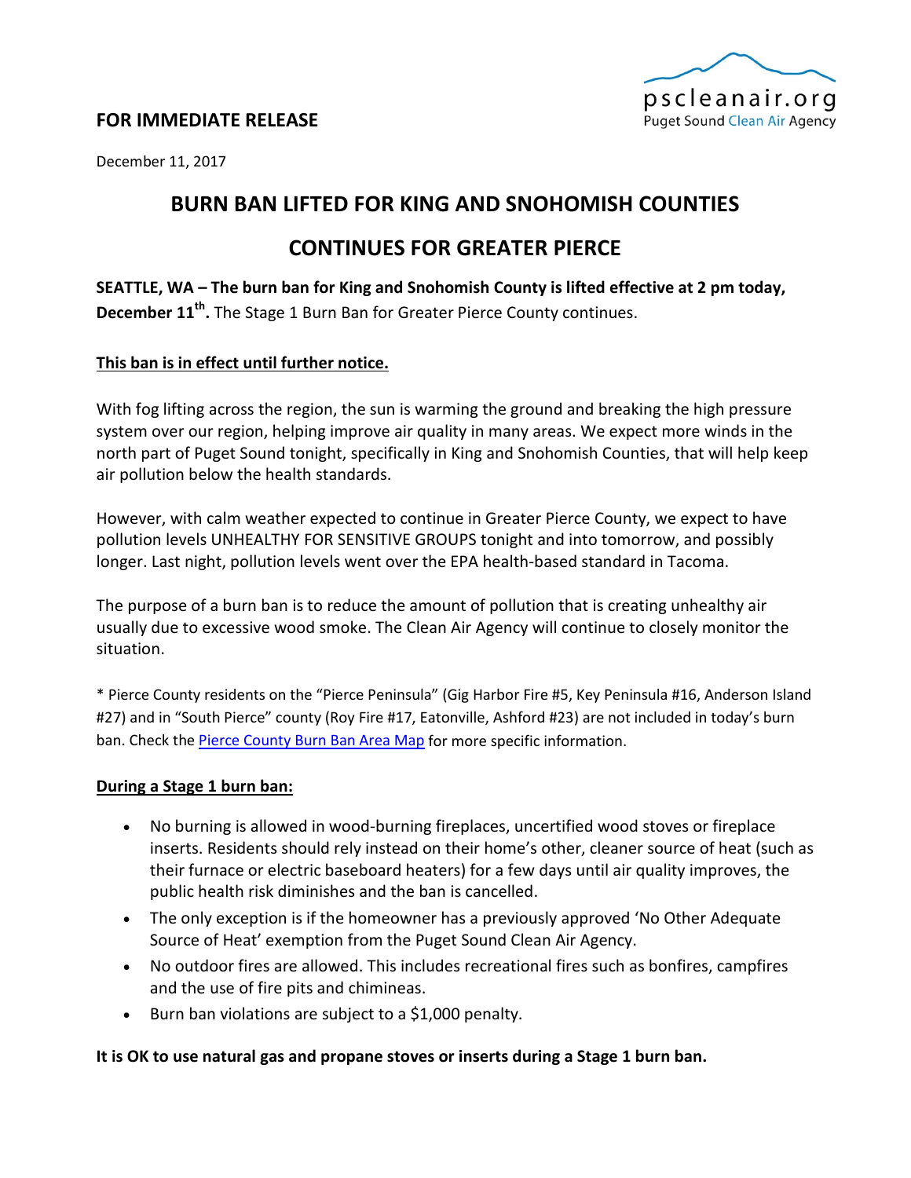**FOR IMMEDIATE RELEASE**

pscleanair.org
Puget Sound Clean Air Agency

December 11, 2017

# BURN BAN LIFTED FOR KING AND SNOHOMISH COUNTIES

# CONTINUES FOR GREATER PIERCE

**SEATTLE, WA – The burn ban for King and Snohomish County is lifted effective at 2 pm today, December 11th.** The Stage 1 Burn Ban for Greater Pierce County continues.

**<u>This ban is in effect until further notice.</u>**

With fog lifting across the region, the sun is warming the ground and breaking the high pressure system over our region, helping improve air quality in many areas. We expect more winds in the north part of Puget Sound tonight, specifically in King and Snohomish Counties, that will help keep air pollution below the health standards.

However, with calm weather expected to continue in Greater Pierce County, we expect to have pollution levels UNHEALTHY FOR SENSITIVE GROUPS tonight and into tomorrow, and possibly longer. Last night, pollution levels went over the EPA health-based standard in Tacoma.

The purpose of a burn ban is to reduce the amount of pollution that is creating unhealthy air usually due to excessive wood smoke. The Clean Air Agency will continue to closely monitor the situation.

* Pierce County residents on the "Pierce Peninsula" (Gig Harbor Fire #5, Key Peninsula #16, Anderson Island #27) and in "South Pierce" county (Roy Fire #17, Eatonville, Ashford #23) are not included in today's burn ban. Check the [Pierce County Burn Ban Area Map] for more specific information.

**<u>During a Stage 1 burn ban:</u>**

- No burning is allowed in wood-burning fireplaces, uncertified wood stoves or fireplace inserts. Residents should rely instead on their home's other, cleaner source of heat (such as their furnace or electric baseboard heaters) for a few days until air quality improves, the public health risk diminishes and the ban is cancelled.
- The only exception is if the homeowner has a previously approved 'No Other Adequate Source of Heat' exemption from the Puget Sound Clean Air Agency.
- No outdoor fires are allowed. This includes recreational fires such as bonfires, campfires and the use of fire pits and chimineas.
- Burn ban violations are subject to a $1,000 penalty.

**It is OK to use natural gas and propane stoves or inserts during a Stage 1 burn ban.**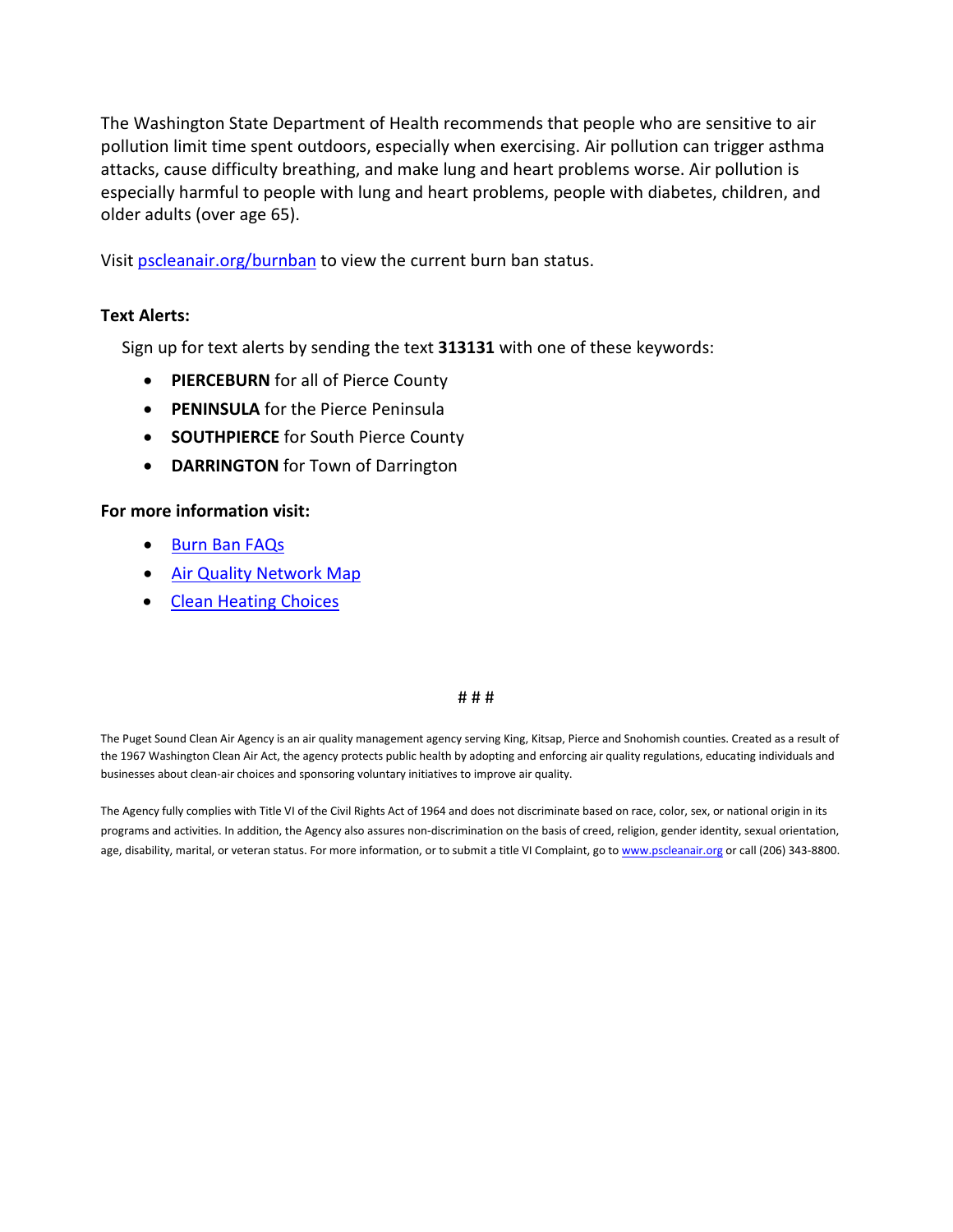The Washington State Department of Health recommends that people who are sensitive to air pollution limit time spent outdoors, especially when exercising. Air pollution can trigger asthma attacks, cause difficulty breathing, and make lung and heart problems worse. Air pollution is especially harmful to people with lung and heart problems, people with diabetes, children, and older adults (over age 65).

Visit [pscleanair.org/burnban](pscleanair.org/burnban) to view the current burn ban status.

**Text Alerts:**

Sign up for text alerts by sending the text **313131** with one of these keywords:

- **PIERCEBURN** for all of Pierce County
- **PENINSULA** for the Pierce Peninsula
- **SOUTHPIERCE** for South Pierce County
- **DARRINGTON** for Town of Darrington

**For more information visit:**

- Burn Ban FAQs
- Air Quality Network Map
- Clean Heating Choices

# # #

The Puget Sound Clean Air Agency is an air quality management agency serving King, Kitsap, Pierce and Snohomish counties. Created as a result of the 1967 Washington Clean Air Act, the agency protects public health by adopting and enforcing air quality regulations, educating individuals and businesses about clean-air choices and sponsoring voluntary initiatives to improve air quality.

The Agency fully complies with Title VI of the Civil Rights Act of 1964 and does not discriminate based on race, color, sex, or national origin in its programs and activities. In addition, the Agency also assures non-discrimination on the basis of creed, religion, gender identity, sexual orientation, age, disability, marital, or veteran status. For more information, or to submit a title VI Complaint, go to [www.pscleanair.org](www.pscleanair.org) or call (206) 343-8800.